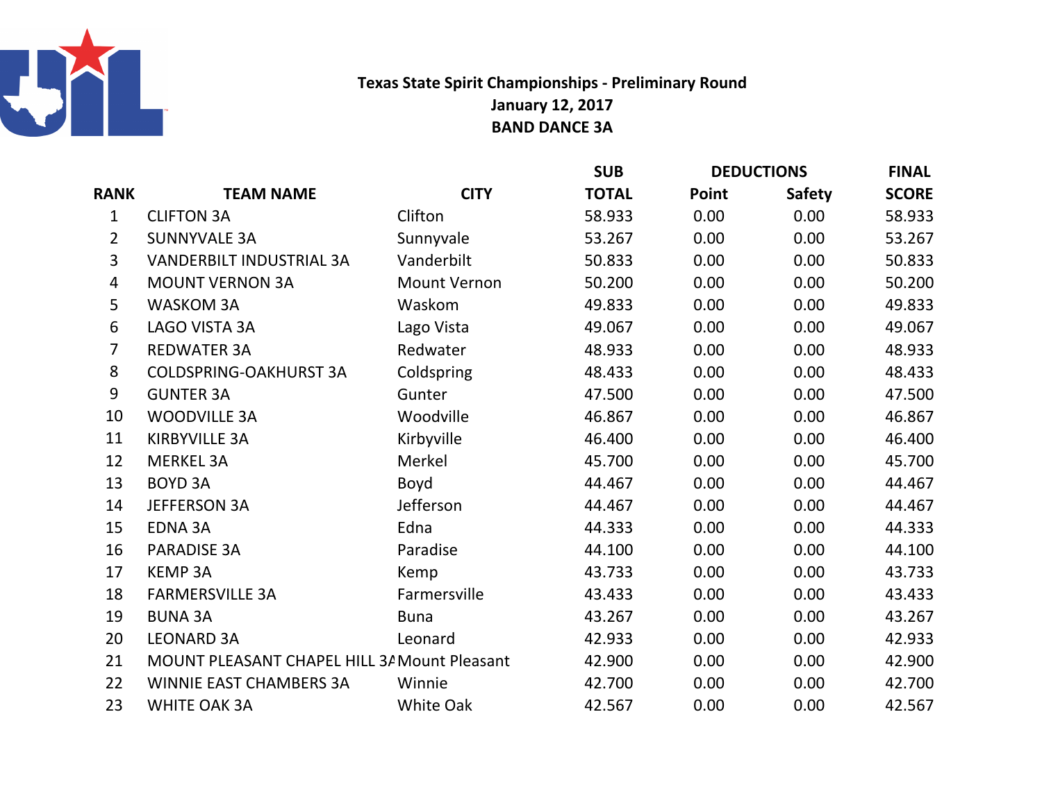# Texas State Spirit Championships - Preliminary Round

## January 12, 2017

## BAND DANCE 3A

| RANK | TEAM NAME | CITY | SUB TOTAL | DEDUCTIONS Point | DEDUCTIONS Safety | FINAL SCORE |
|---|---|---|---|---|---|---|
| 1 | CLIFTON 3A | Clifton | 58.933 | 0.00 | 0.00 | 58.933 |
| 2 | SUNNYVALE 3A | Sunnyvale | 53.267 | 0.00 | 0.00 | 53.267 |
| 3 | VANDERBILT INDUSTRIAL 3A | Vanderbilt | 50.833 | 0.00 | 0.00 | 50.833 |
| 4 | MOUNT VERNON 3A | Mount Vernon | 50.200 | 0.00 | 0.00 | 50.200 |
| 5 | WASKOM 3A | Waskom | 49.833 | 0.00 | 0.00 | 49.833 |
| 6 | LAGO VISTA 3A | Lago Vista | 49.067 | 0.00 | 0.00 | 49.067 |
| 7 | REDWATER 3A | Redwater | 48.933 | 0.00 | 0.00 | 48.933 |
| 8 | COLDSPRING-OAKHURST 3A | Coldspring | 48.433 | 0.00 | 0.00 | 48.433 |
| 9 | GUNTER 3A | Gunter | 47.500 | 0.00 | 0.00 | 47.500 |
| 10 | WOODVILLE 3A | Woodville | 46.867 | 0.00 | 0.00 | 46.867 |
| 11 | KIRBYVILLE 3A | Kirbyville | 46.400 | 0.00 | 0.00 | 46.400 |
| 12 | MERKEL 3A | Merkel | 45.700 | 0.00 | 0.00 | 45.700 |
| 13 | BOYD 3A | Boyd | 44.467 | 0.00 | 0.00 | 44.467 |
| 14 | JEFFERSON 3A | Jefferson | 44.467 | 0.00 | 0.00 | 44.467 |
| 15 | EDNA 3A | Edna | 44.333 | 0.00 | 0.00 | 44.333 |
| 16 | PARADISE 3A | Paradise | 44.100 | 0.00 | 0.00 | 44.100 |
| 17 | KEMP 3A | Kemp | 43.733 | 0.00 | 0.00 | 43.733 |
| 18 | FARMERSVILLE 3A | Farmersville | 43.433 | 0.00 | 0.00 | 43.433 |
| 19 | BUNA 3A | Buna | 43.267 | 0.00 | 0.00 | 43.267 |
| 20 | LEONARD 3A | Leonard | 42.933 | 0.00 | 0.00 | 42.933 |
| 21 | MOUNT PLEASANT CHAPEL HILL 3A | Mount Pleasant | 42.900 | 0.00 | 0.00 | 42.900 |
| 22 | WINNIE EAST CHAMBERS 3A | Winnie | 42.700 | 0.00 | 0.00 | 42.700 |
| 23 | WHITE OAK 3A | White Oak | 42.567 | 0.00 | 0.00 | 42.567 |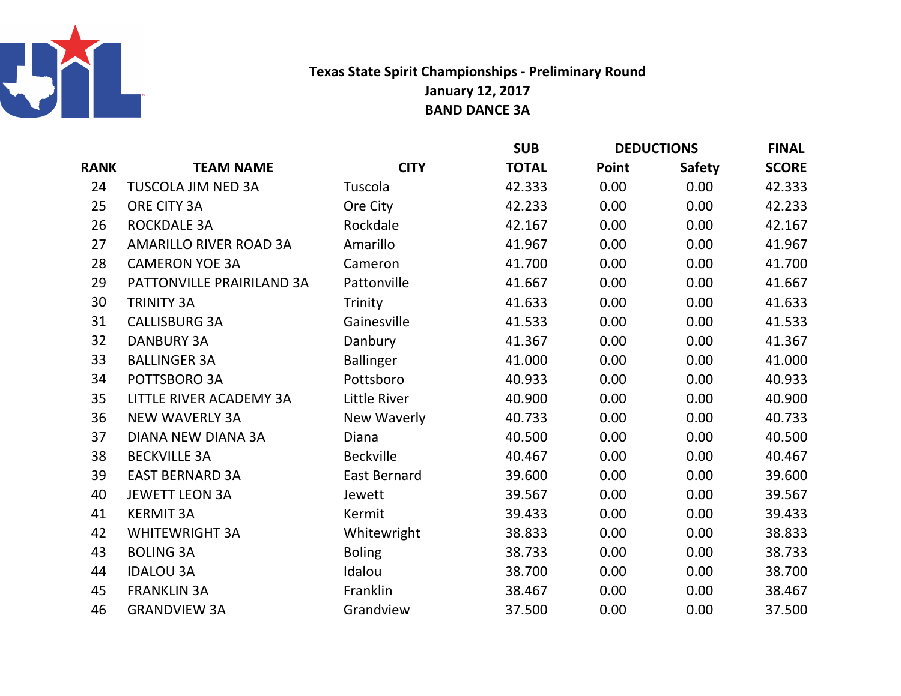**Texas State Spirit Championships - Preliminary Round**
**January 12, 2017**
**BAND DANCE 3A**

| RANK | TEAM NAME | CITY | SUB TOTAL | DEDUCTIONS Point | DEDUCTIONS Safety | FINAL SCORE |
|---|---|---|---|---|---|---|
| 24 | TUSCOLA JIM NED 3A | Tuscola | 42.333 | 0.00 | 0.00 | 42.333 |
| 25 | ORE CITY 3A | Ore City | 42.233 | 0.00 | 0.00 | 42.233 |
| 26 | ROCKDALE 3A | Rockdale | 42.167 | 0.00 | 0.00 | 42.167 |
| 27 | AMARILLO RIVER ROAD 3A | Amarillo | 41.967 | 0.00 | 0.00 | 41.967 |
| 28 | CAMERON YOE 3A | Cameron | 41.700 | 0.00 | 0.00 | 41.700 |
| 29 | PATTONVILLE PRAIRILAND 3A | Pattonville | 41.667 | 0.00 | 0.00 | 41.667 |
| 30 | TRINITY 3A | Trinity | 41.633 | 0.00 | 0.00 | 41.633 |
| 31 | CALLISBURG 3A | Gainesville | 41.533 | 0.00 | 0.00 | 41.533 |
| 32 | DANBURY 3A | Danbury | 41.367 | 0.00 | 0.00 | 41.367 |
| 33 | BALLINGER 3A | Ballinger | 41.000 | 0.00 | 0.00 | 41.000 |
| 34 | POTTSBORO 3A | Pottsboro | 40.933 | 0.00 | 0.00 | 40.933 |
| 35 | LITTLE RIVER ACADEMY 3A | Little River | 40.900 | 0.00 | 0.00 | 40.900 |
| 36 | NEW WAVERLY 3A | New Waverly | 40.733 | 0.00 | 0.00 | 40.733 |
| 37 | DIANA NEW DIANA 3A | Diana | 40.500 | 0.00 | 0.00 | 40.500 |
| 38 | BECKVILLE 3A | Beckville | 40.467 | 0.00 | 0.00 | 40.467 |
| 39 | EAST BERNARD 3A | East Bernard | 39.600 | 0.00 | 0.00 | 39.600 |
| 40 | JEWETT LEON 3A | Jewett | 39.567 | 0.00 | 0.00 | 39.567 |
| 41 | KERMIT 3A | Kermit | 39.433 | 0.00 | 0.00 | 39.433 |
| 42 | WHITEWRIGHT 3A | Whitewright | 38.833 | 0.00 | 0.00 | 38.833 |
| 43 | BOLING 3A | Boling | 38.733 | 0.00 | 0.00 | 38.733 |
| 44 | IDALOU 3A | Idalou | 38.700 | 0.00 | 0.00 | 38.700 |
| 45 | FRANKLIN 3A | Franklin | 38.467 | 0.00 | 0.00 | 38.467 |
| 46 | GRANDVIEW 3A | Grandview | 37.500 | 0.00 | 0.00 | 37.500 |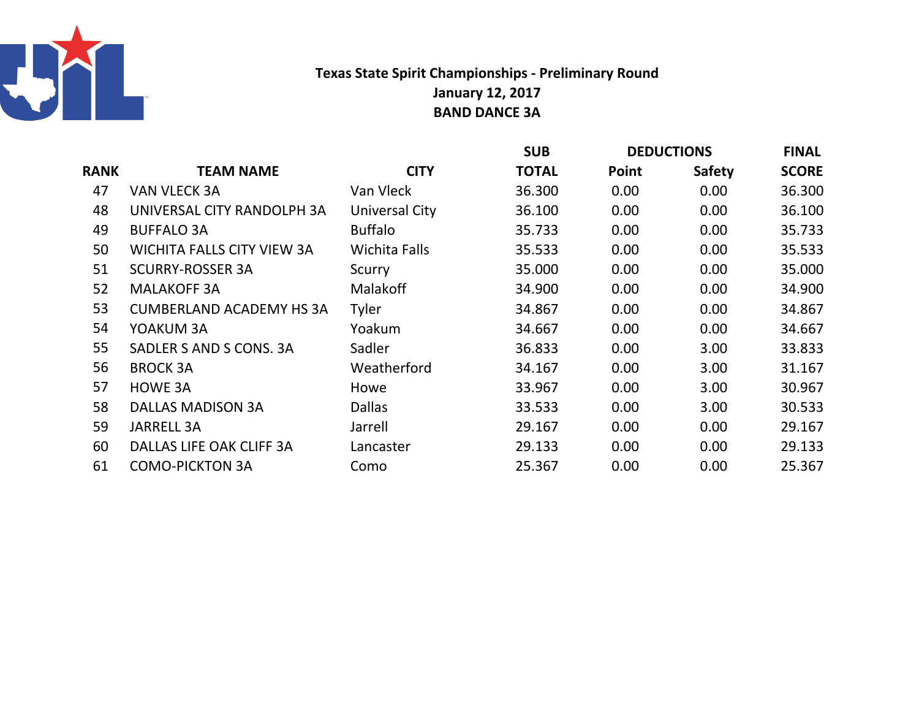**Texas State Spirit Championships - Preliminary Round**
**January 12, 2017**
**BAND DANCE 3A**

| RANK | TEAM NAME | CITY | SUB TOTAL | DEDUCTIONS Point | DEDUCTIONS Safety | FINAL SCORE |
|---|---|---|---|---|---|---|
| 47 | VAN VLECK 3A | Van Vleck | 36.300 | 0.00 | 0.00 | 36.300 |
| 48 | UNIVERSAL CITY RANDOLPH 3A | Universal City | 36.100 | 0.00 | 0.00 | 36.100 |
| 49 | BUFFALO 3A | Buffalo | 35.733 | 0.00 | 0.00 | 35.733 |
| 50 | WICHITA FALLS CITY VIEW 3A | Wichita Falls | 35.533 | 0.00 | 0.00 | 35.533 |
| 51 | SCURRY-ROSSER 3A | Scurry | 35.000 | 0.00 | 0.00 | 35.000 |
| 52 | MALAKOFF 3A | Malakoff | 34.900 | 0.00 | 0.00 | 34.900 |
| 53 | CUMBERLAND ACADEMY HS 3A | Tyler | 34.867 | 0.00 | 0.00 | 34.867 |
| 54 | YOAKUM 3A | Yoakum | 34.667 | 0.00 | 0.00 | 34.667 |
| 55 | SADLER S AND S CONS. 3A | Sadler | 36.833 | 0.00 | 3.00 | 33.833 |
| 56 | BROCK 3A | Weatherford | 34.167 | 0.00 | 3.00 | 31.167 |
| 57 | HOWE 3A | Howe | 33.967 | 0.00 | 3.00 | 30.967 |
| 58 | DALLAS MADISON 3A | Dallas | 33.533 | 0.00 | 3.00 | 30.533 |
| 59 | JARRELL 3A | Jarrell | 29.167 | 0.00 | 0.00 | 29.167 |
| 60 | DALLAS LIFE OAK CLIFF 3A | Lancaster | 29.133 | 0.00 | 0.00 | 29.133 |
| 61 | COMO-PICKTON 3A | Como | 25.367 | 0.00 | 0.00 | 25.367 |